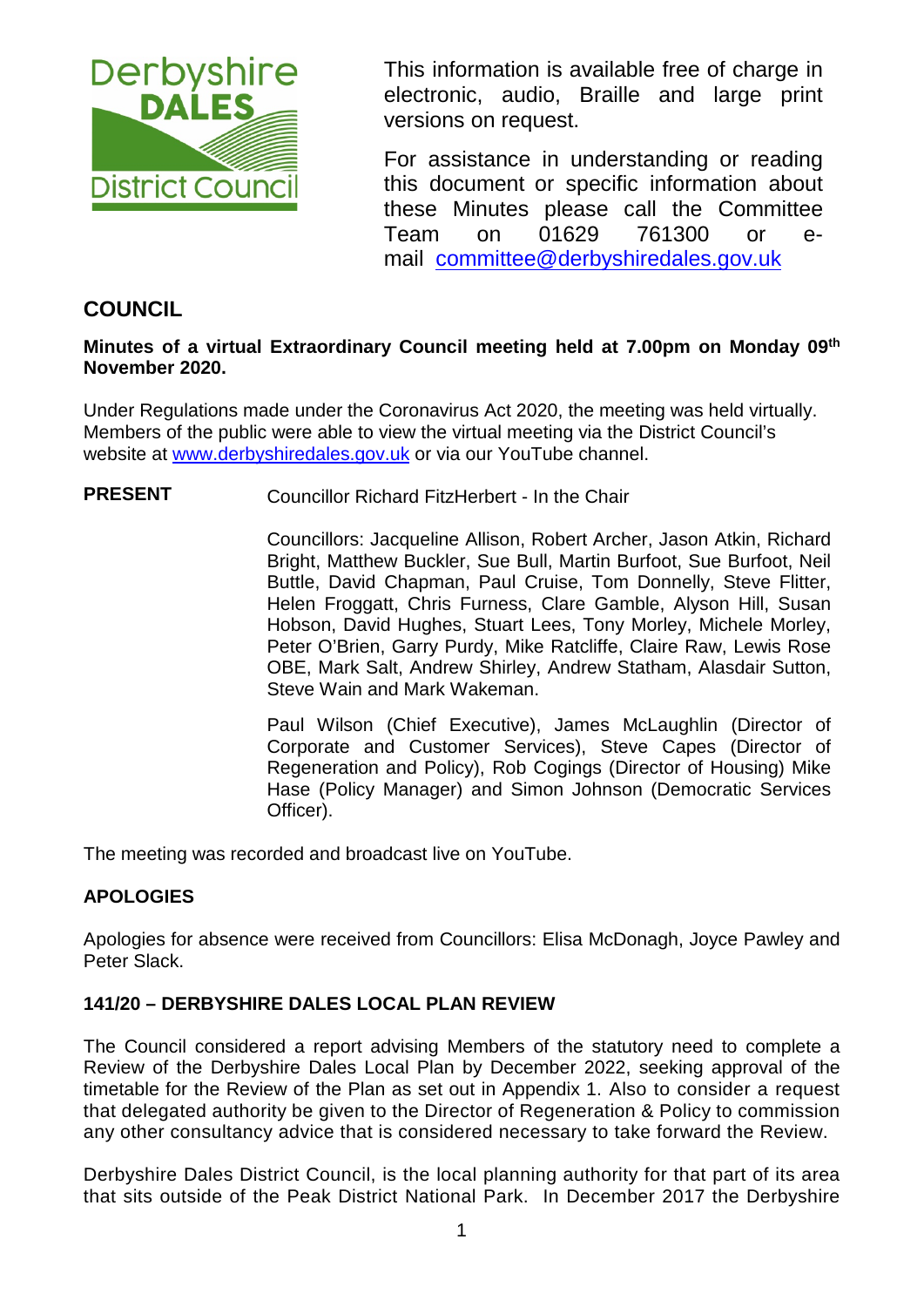This information is available free of charge in electronic, audio, Braille and large print versions on request.

For assistance in understanding or reading this document or specific information about these Minutes please call the Committee Team on 01629 761300 or e-mail committee@derbyshiredales.gov.uk

## COUNCIL

**Minutes of a virtual Extraordinary Council meeting held at 7.00pm on Monday 09th November 2020.**

Under Regulations made under the Coronavirus Act 2020, the meeting was held virtually. Members of the public were able to view the virtual meeting via the District Council's website at www.derbyshiredales.gov.uk or via our YouTube channel.

**PRESENT** Councillor Richard FitzHerbert - In the Chair

Councillors: Jacqueline Allison, Robert Archer, Jason Atkin, Richard Bright, Matthew Buckler, Sue Bull, Martin Burfoot, Sue Burfoot, Neil Buttle, David Chapman, Paul Cruise, Tom Donnelly, Steve Flitter, Helen Froggatt, Chris Furness, Clare Gamble, Alyson Hill, Susan Hobson, David Hughes, Stuart Lees, Tony Morley, Michele Morley, Peter O'Brien, Garry Purdy, Mike Ratcliffe, Claire Raw, Lewis Rose OBE, Mark Salt, Andrew Shirley, Andrew Statham, Alasdair Sutton, Steve Wain and Mark Wakeman.

Paul Wilson (Chief Executive), James McLaughlin (Director of Corporate and Customer Services), Steve Capes (Director of Regeneration and Policy), Rob Cogings (Director of Housing) Mike Hase (Policy Manager) and Simon Johnson (Democratic Services Officer).

The meeting was recorded and broadcast live on YouTube.

### APOLOGIES

Apologies for absence were received from Councillors: Elisa McDonagh, Joyce Pawley and Peter Slack.

### 141/20 – DERBYSHIRE DALES LOCAL PLAN REVIEW

The Council considered a report advising Members of the statutory need to complete a Review of the Derbyshire Dales Local Plan by December 2022, seeking approval of the timetable for the Review of the Plan as set out in Appendix 1. Also to consider a request that delegated authority be given to the Director of Regeneration & Policy to commission any other consultancy advice that is considered necessary to take forward the Review.

Derbyshire Dales District Council, is the local planning authority for that part of its area that sits outside of the Peak District National Park. In December 2017 the Derbyshire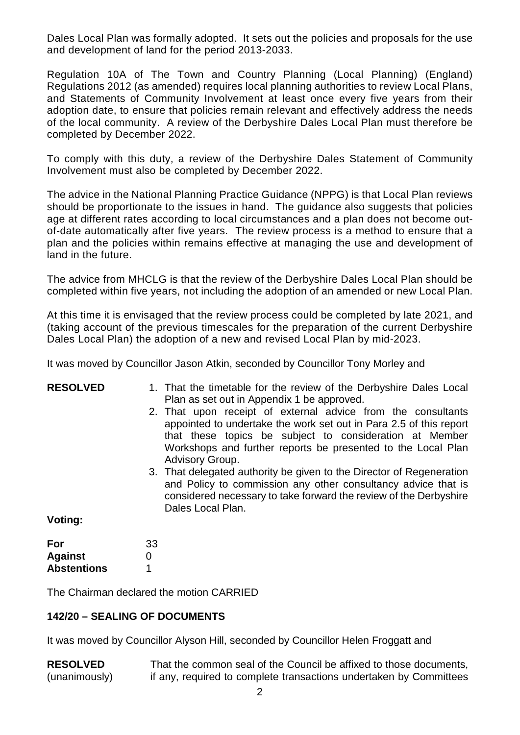Dales Local Plan was formally adopted. It sets out the policies and proposals for the use and development of land for the period 2013-2033.

Regulation 10A of The Town and Country Planning (Local Planning) (England) Regulations 2012 (as amended) requires local planning authorities to review Local Plans, and Statements of Community Involvement at least once every five years from their adoption date, to ensure that policies remain relevant and effectively address the needs of the local community. A review of the Derbyshire Dales Local Plan must therefore be completed by December 2022.

To comply with this duty, a review of the Derbyshire Dales Statement of Community Involvement must also be completed by December 2022.

The advice in the National Planning Practice Guidance (NPPG) is that Local Plan reviews should be proportionate to the issues in hand. The guidance also suggests that policies age at different rates according to local circumstances and a plan does not become out-of-date automatically after five years. The review process is a method to ensure that a plan and the policies within remains effective at managing the use and development of land in the future.

The advice from MHCLG is that the review of the Derbyshire Dales Local Plan should be completed within five years, not including the adoption of an amended or new Local Plan.

At this time it is envisaged that the review process could be completed by late 2021, and (taking account of the previous timescales for the preparation of the current Derbyshire Dales Local Plan) the adoption of a new and revised Local Plan by mid-2023.

It was moved by Councillor Jason Atkin, seconded by Councillor Tony Morley and

**RESOLVED**

1. That the timetable for the review of the Derbyshire Dales Local Plan as set out in Appendix 1 be approved.
2. That upon receipt of external advice from the consultants appointed to undertake the work set out in Para 2.5 of this report that these topics be subject to consideration at Member Workshops and further reports be presented to the Local Plan Advisory Group.
3. That delegated authority be given to the Director of Regeneration and Policy to commission any other consultancy advice that is considered necessary to take forward the review of the Derbyshire Dales Local Plan.

**Voting:**

| | |
|---|---|
| **For** | 33 |
| **Against** | 0 |
| **Abstentions** | 1 |

The Chairman declared the motion CARRIED

**142/20 – SEALING OF DOCUMENTS**

It was moved by Councillor Alyson Hill, seconded by Councillor Helen Froggatt and

**RESOLVED** (unanimously)

That the common seal of the Council be affixed to those documents, if any, required to complete transactions undertaken by Committees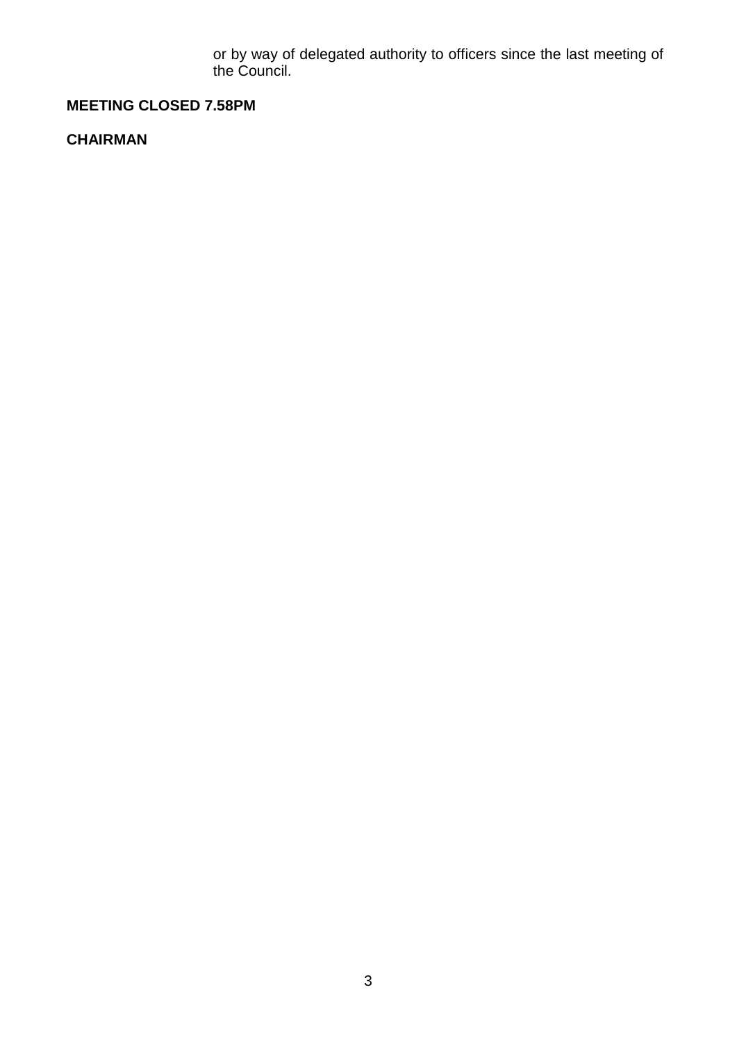or by way of delegated authority to officers since the last meeting of the Council.

**MEETING CLOSED 7.58PM**

**CHAIRMAN**